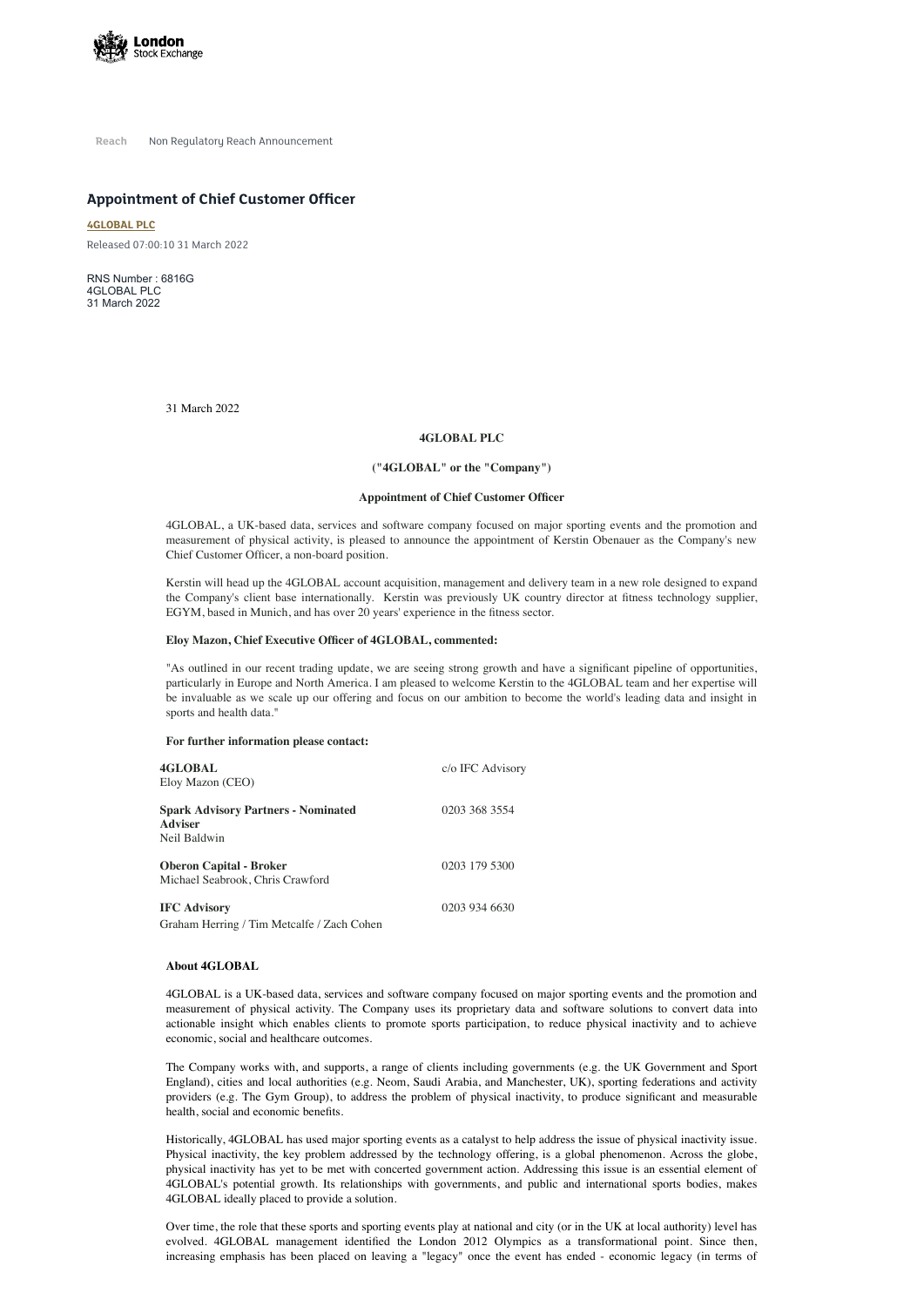Reach Non Regulatory Reach Announcement

# Appointment of Chief Customer Officer

**4GLOBAL PLC**

Released 07:00:10 31 March 2022

RNS Number : 6816G
4GLOBAL PLC
31 March 2022

31 March 2022

**4GLOBAL PLC**

**("4GLOBAL" or the "Company")**

**Appointment of Chief Customer Officer**

4GLOBAL, a UK-based data, services and software company focused on major sporting events and the promotion and measurement of physical activity, is pleased to announce the appointment of Kerstin Obenauer as the Company's new Chief Customer Officer, a non-board position.

Kerstin will head up the 4GLOBAL account acquisition, management and delivery team in a new role designed to expand the Company's client base internationally. Kerstin was previously UK country director at fitness technology supplier, EGYM, based in Munich, and has over 20 years' experience in the fitness sector.

**Eloy Mazon, Chief Executive Officer of 4GLOBAL, commented:**

"As outlined in our recent trading update, we are seeing strong growth and have a significant pipeline of opportunities, particularly in Europe and North America. I am pleased to welcome Kerstin to the 4GLOBAL team and her expertise will be invaluable as we scale up our offering and focus on our ambition to become the world's leading data and insight in sports and health data."

**For further information please contact:**

| | |
|---|---|
| **4GLOBAL**<br>Eloy Mazon (CEO) | c/o IFC Advisory |
| **Spark Advisory Partners - Nominated Adviser**<br>Neil Baldwin | 0203 368 3554 |
| **Oberon Capital - Broker**<br>Michael Seabrook, Chris Crawford | 0203 179 5300 |
| **IFC Advisory**<br>Graham Herring / Tim Metcalfe / Zach Cohen | 0203 934 6630 |

**About 4GLOBAL**

4GLOBAL is a UK-based data, services and software company focused on major sporting events and the promotion and measurement of physical activity. The Company uses its proprietary data and software solutions to convert data into actionable insight which enables clients to promote sports participation, to reduce physical inactivity and to achieve economic, social and healthcare outcomes.

The Company works with, and supports, a range of clients including governments (e.g. the UK Government and Sport England), cities and local authorities (e.g. Neom, Saudi Arabia, and Manchester, UK), sporting federations and activity providers (e.g. The Gym Group), to address the problem of physical inactivity, to produce significant and measurable health, social and economic benefits.

Historically, 4GLOBAL has used major sporting events as a catalyst to help address the issue of physical inactivity issue. Physical inactivity, the key problem addressed by the technology offering, is a global phenomenon. Across the globe, physical inactivity has yet to be met with concerted government action. Addressing this issue is an essential element of 4GLOBAL's potential growth. Its relationships with governments, and public and international sports bodies, makes 4GLOBAL ideally placed to provide a solution.

Over time, the role that these sports and sporting events play at national and city (or in the UK at local authority) level has evolved. 4GLOBAL management identified the London 2012 Olympics as a transformational point. Since then, increasing emphasis has been placed on leaving a "legacy" once the event has ended - economic legacy (in terms of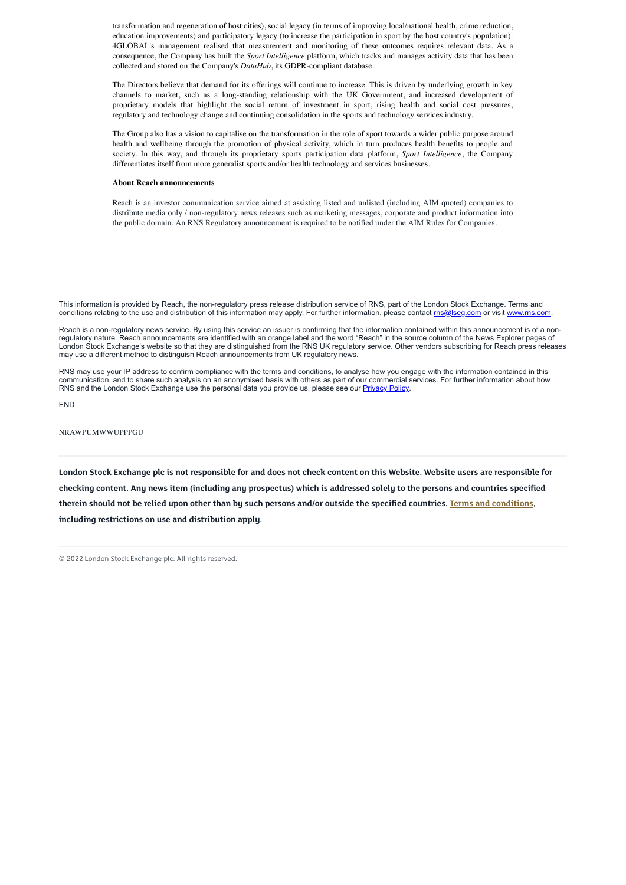transformation and regeneration of host cities), social legacy (in terms of improving local/national health, crime reduction, education improvements) and participatory legacy (to increase the participation in sport by the host country's population). 4GLOBAL's management realised that measurement and monitoring of these outcomes requires relevant data. As a consequence, the Company has built the *Sport Intelligence* platform, which tracks and manages activity data that has been collected and stored on the Company's *DataHub*, its GDPR-compliant database.

The Directors believe that demand for its offerings will continue to increase. This is driven by underlying growth in key channels to market, such as a long-standing relationship with the UK Government, and increased development of proprietary models that highlight the social return of investment in sport, rising health and social cost pressures, regulatory and technology change and continuing consolidation in the sports and technology services industry.

The Group also has a vision to capitalise on the transformation in the role of sport towards a wider public purpose around health and wellbeing through the promotion of physical activity, which in turn produces health benefits to people and society. In this way, and through its proprietary sports participation data platform, *Sport Intelligence*, the Company differentiates itself from more generalist sports and/or health technology and services businesses.

**About Reach announcements**

Reach is an investor communication service aimed at assisting listed and unlisted (including AIM quoted) companies to distribute media only / non-regulatory news releases such as marketing messages, corporate and product information into the public domain. An RNS Regulatory announcement is required to be notified under the AIM Rules for Companies.

This information is provided by Reach, the non-regulatory press release distribution service of RNS, part of the London Stock Exchange. Terms and conditions relating to the use and distribution of this information may apply. For further information, please contact rns@lseg.com or visit www.rns.com.

Reach is a non-regulatory news service. By using this service an issuer is confirming that the information contained within this announcement is of a non-regulatory nature. Reach announcements are identified with an orange label and the word "Reach" in the source column of the News Explorer pages of London Stock Exchange's website so that they are distinguished from the RNS UK regulatory service. Other vendors subscribing for Reach press releases may use a different method to distinguish Reach announcements from UK regulatory news.

RNS may use your IP address to confirm compliance with the terms and conditions, to analyse how you engage with the information contained in this communication, and to share such analysis on an anonymised basis with others as part of our commercial services. For further information about how RNS and the London Stock Exchange use the personal data you provide us, please see our Privacy Policy.

END

NRAWPUMWWUPPPGU

**London Stock Exchange plc is not responsible for and does not check content on this Website. Website users are responsible for checking content. Any news item (including any prospectus) which is addressed solely to the persons and countries specified therein should not be relied upon other than by such persons and/or outside the specified countries. Terms and conditions, including restrictions on use and distribution apply.**

© 2022 London Stock Exchange plc. All rights reserved.